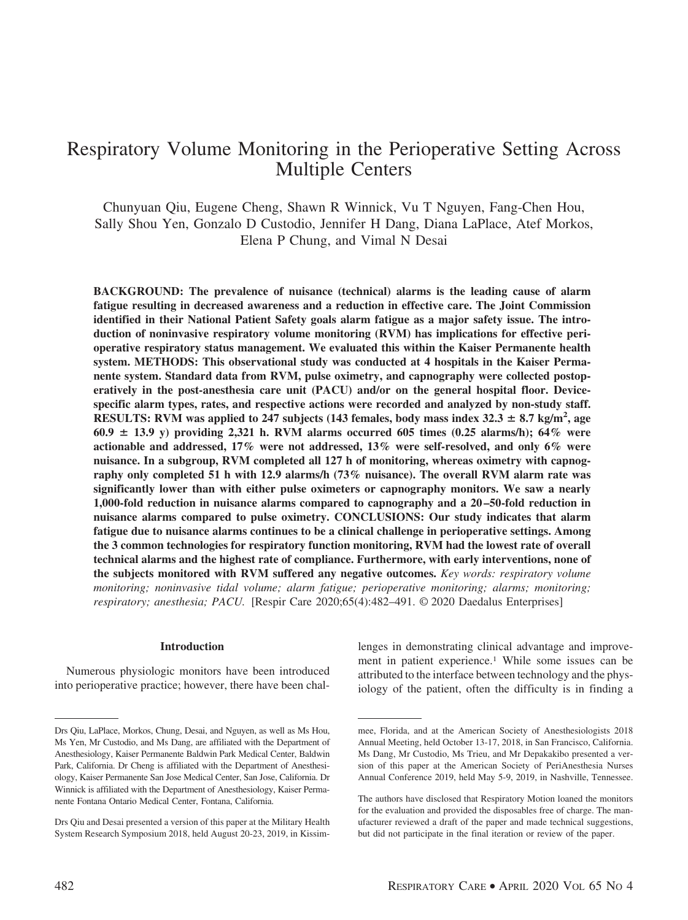# Respiratory Volume Monitoring in the Perioperative Setting Across Multiple Centers

Chunyuan Qiu, Eugene Cheng, Shawn R Winnick, Vu T Nguyen, Fang-Chen Hou, Sally Shou Yen, Gonzalo D Custodio, Jennifer H Dang, Diana LaPlace, Atef Morkos, Elena P Chung, and Vimal N Desai

**BACKGROUND: The prevalence of nuisance (technical) alarms is the leading cause of alarm fatigue resulting in decreased awareness and a reduction in effective care. The Joint Commission identified in their National Patient Safety goals alarm fatigue as a major safety issue. The introduction of noninvasive respiratory volume monitoring (RVM) has implications for effective perioperative respiratory status management. We evaluated this within the Kaiser Permanente health system. METHODS: This observational study was conducted at 4 hospitals in the Kaiser Permanente system. Standard data from RVM, pulse oximetry, and capnography were collected postoperatively in the post-anesthesia care unit (PACU) and/or on the general hospital floor. Device-specific alarm types, rates, and respective actions were recorded and analyzed by non-study staff. RESULTS: RVM was applied to 247 subjects (143 females, body mass index 32.3 ± 8.7 kg/m$^2$, age 60.9 ± 13.9 y) providing 2,321 h. RVM alarms occurred 605 times (0.25 alarms/h); 64% were actionable and addressed, 17% were not addressed, 13% were self-resolved, and only 6% were nuisance. In a subgroup, RVM completed all 127 h of monitoring, whereas oximetry with capnography only completed 51 h with 12.9 alarms/h (73% nuisance). The overall RVM alarm rate was significantly lower than with either pulse oximeters or capnography monitors. We saw a nearly 1,000-fold reduction in nuisance alarms compared to capnography and a 20–50-fold reduction in nuisance alarms compared to pulse oximetry. CONCLUSIONS: Our study indicates that alarm fatigue due to nuisance alarms continues to be a clinical challenge in perioperative settings. Among the 3 common technologies for respiratory function monitoring, RVM had the lowest rate of overall technical alarms and the highest rate of compliance. Furthermore, with early interventions, none of the subjects monitored with RVM suffered any negative outcomes.** *Key words: respiratory volume monitoring; noninvasive tidal volume; alarm fatigue; perioperative monitoring; alarms; monitoring; respiratory; anesthesia; PACU.* [Respir Care 2020;65(4):482–491. © 2020 Daedalus Enterprises]

## Introduction

Numerous physiologic monitors have been introduced into perioperative practice; however, there have been challenges in demonstrating clinical advantage and improvement in patient experience.[1] While some issues can be attributed to the interface between technology and the physiology of the patient, often the difficulty is in finding a

---

Drs Qiu, LaPlace, Morkos, Chung, Desai, and Nguyen, as well as Ms Hou, Ms Yen, Mr Custodio, and Ms Dang, are affiliated with the Department of Anesthesiology, Kaiser Permanente Baldwin Park Medical Center, Baldwin Park, California. Dr Cheng is affiliated with the Department of Anesthesiology, Kaiser Permanente San Jose Medical Center, San Jose, California. Dr Winnick is affiliated with the Department of Anesthesiology, Kaiser Permanente Fontana Ontario Medical Center, Fontana, California.

Drs Qiu and Desai presented a version of this paper at the Military Health System Research Symposium 2018, held August 20-23, 2019, in Kissimmee, Florida, and at the American Society of Anesthesiologists 2018 Annual Meeting, held October 13-17, 2018, in San Francisco, California. Ms Dang, Mr Custodio, Ms Trieu, and Mr Depakakibo presented a version of this paper at the American Society of PeriAnesthesia Nurses Annual Conference 2019, held May 5-9, 2019, in Nashville, Tennessee.

The authors have disclosed that Respiratory Motion loaned the monitors for the evaluation and provided the disposables free of charge. The manufacturer reviewed a draft of the paper and made technical suggestions, but did not participate in the final iteration or review of the paper.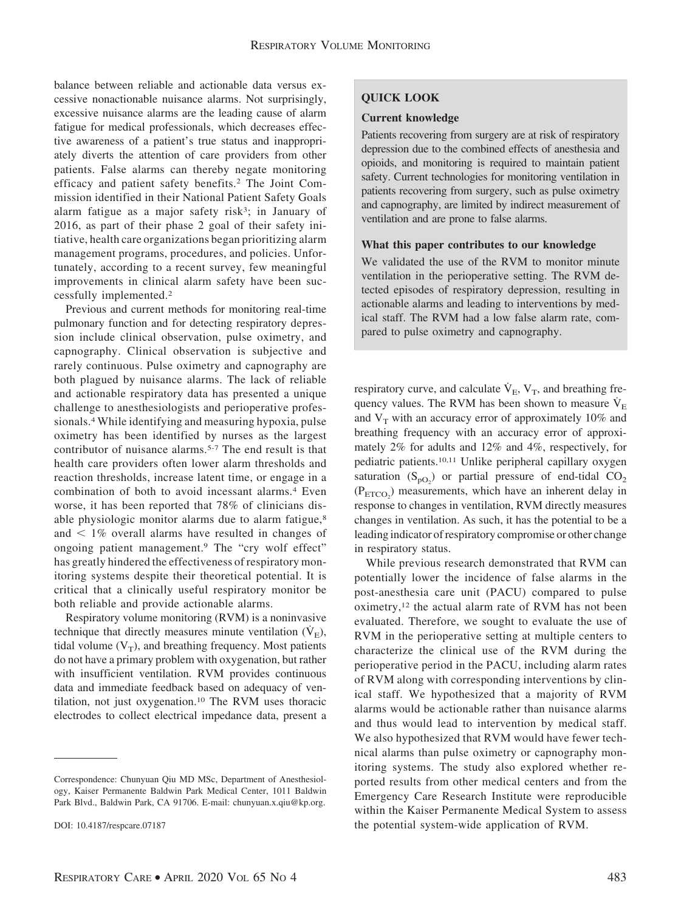balance between reliable and actionable data versus excessive nonactionable nuisance alarms. Not surprisingly, excessive nuisance alarms are the leading cause of alarm fatigue for medical professionals, which decreases effective awareness of a patient's true status and inappropriately diverts the attention of care providers from other patients. False alarms can thereby negate monitoring efficacy and patient safety benefits.[2] The Joint Commission identified in their National Patient Safety Goals alarm fatigue as a major safety risk[3]; in January of 2016, as part of their phase 2 goal of their safety initiative, health care organizations began prioritizing alarm management programs, procedures, and policies. Unfortunately, according to a recent survey, few meaningful improvements in clinical alarm safety have been successfully implemented.[2]

Previous and current methods for monitoring real-time pulmonary function and for detecting respiratory depression include clinical observation, pulse oximetry, and capnography. Clinical observation is subjective and rarely continuous. Pulse oximetry and capnography are both plagued by nuisance alarms. The lack of reliable and actionable respiratory data has presented a unique challenge to anesthesiologists and perioperative professionals.[4] While identifying and measuring hypoxia, pulse oximetry has been identified by nurses as the largest contributor of nuisance alarms.[5-7] The end result is that health care providers often lower alarm thresholds and reaction thresholds, increase latent time, or engage in a combination of both to avoid incessant alarms.[4] Even worse, it has been reported that 78% of clinicians disable physiologic monitor alarms due to alarm fatigue,[8] and $<$ 1% overall alarms have resulted in changes of ongoing patient management.[9] The "cry wolf effect" has greatly hindered the effectiveness of respiratory monitoring systems despite their theoretical potential. It is critical that a clinically useful respiratory monitor be both reliable and provide actionable alarms.

Respiratory volume monitoring (RVM) is a noninvasive technique that directly measures minute ventilation ($\dot{V}_E$), tidal volume ($V_T$), and breathing frequency. Most patients do not have a primary problem with oxygenation, but rather with insufficient ventilation. RVM provides continuous data and immediate feedback based on adequacy of ventilation, not just oxygenation.[10] The RVM uses thoracic electrodes to collect electrical impedance data, present a respiratory curve, and calculate $\dot{V}_E$, $V_T$, and breathing frequency values. The RVM has been shown to measure $\dot{V}_E$ and $V_T$ with an accuracy error of approximately 10% and breathing frequency with an accuracy error of approximately 2% for adults and 12% and 4%, respectively, for pediatric patients.[10,11] Unlike peripheral capillary oxygen saturation ($S_{pO_2}$) or partial pressure of end-tidal $CO_2$ ($P_{ETCO_2}$) measurements, which have an inherent delay in response to changes in ventilation, RVM directly measures changes in ventilation. As such, it has the potential to be a leading indicator of respiratory compromise or other change in respiratory status.

While previous research demonstrated that RVM can potentially lower the incidence of false alarms in the post-anesthesia care unit (PACU) compared to pulse oximetry,[12] the actual alarm rate of RVM has not been evaluated. Therefore, we sought to evaluate the use of RVM in the perioperative setting at multiple centers to characterize the clinical use of the RVM during the perioperative period in the PACU, including alarm rates of RVM along with corresponding interventions by clinical staff. We hypothesized that a majority of RVM alarms would be actionable rather than nuisance alarms and thus would lead to intervention by medical staff. We also hypothesized that RVM would have fewer technical alarms than pulse oximetry or capnography monitoring systems. The study also explored whether reported results from other medical centers and from the Emergency Care Research Institute were reproducible within the Kaiser Permanente Medical System to assess the potential system-wide application of RVM.

**QUICK LOOK**

**Current knowledge**

Patients recovering from surgery are at risk of respiratory depression due to the combined effects of anesthesia and opioids, and monitoring is required to maintain patient safety. Current technologies for monitoring ventilation in patients recovering from surgery, such as pulse oximetry and capnography, are limited by indirect measurement of ventilation and are prone to false alarms.

**What this paper contributes to our knowledge**

We validated the use of the RVM to monitor minute ventilation in the perioperative setting. The RVM detected episodes of respiratory depression, resulting in actionable alarms and leading to interventions by medical staff. The RVM had a low false alarm rate, compared to pulse oximetry and capnography.

Correspondence: Chunyuan Qiu MD MSc, Department of Anesthesiology, Kaiser Permanente Baldwin Park Medical Center, 1011 Baldwin Park Blvd., Baldwin Park, CA 91706. E-mail: chunyuan.x.qiu@kp.org.

DOI: 10.4187/respcare.07187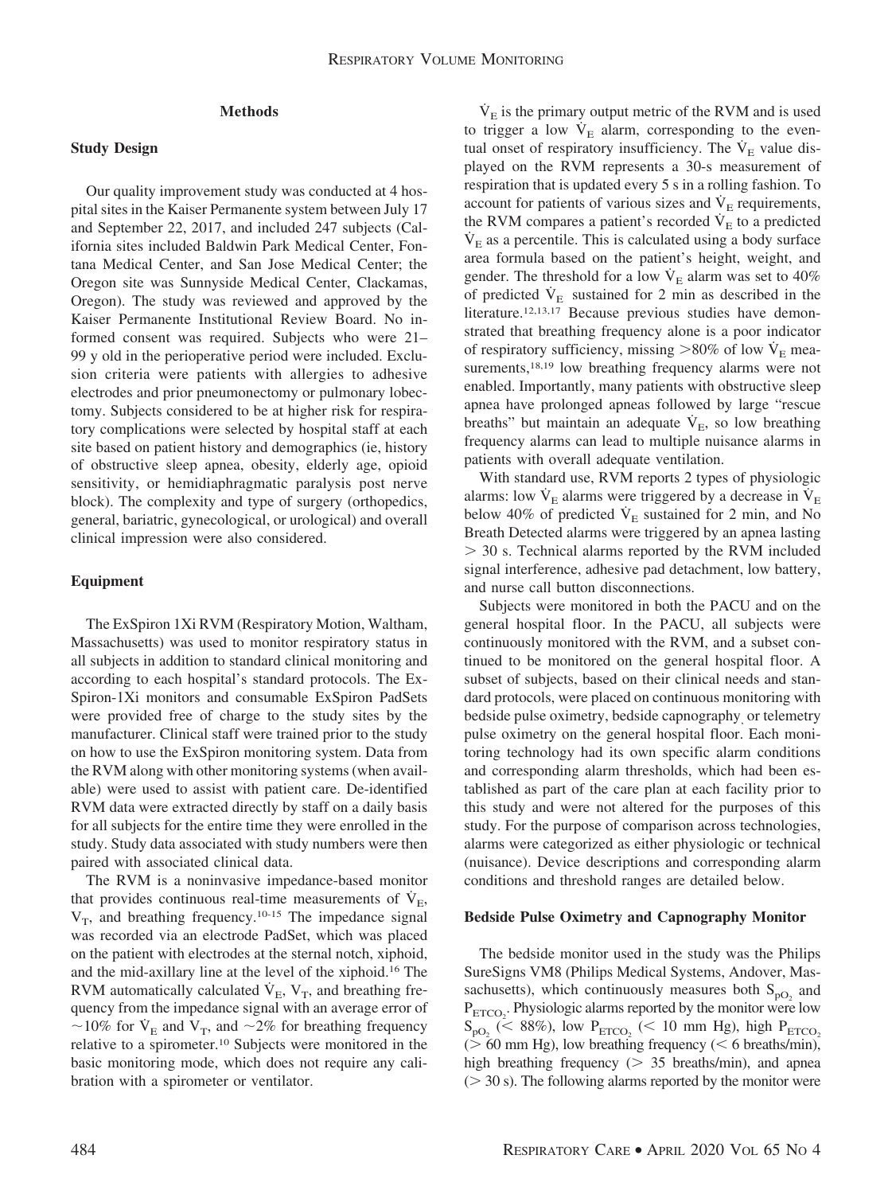## Methods

### Study Design

Our quality improvement study was conducted at 4 hospital sites in the Kaiser Permanente system between July 17 and September 22, 2017, and included 247 subjects (California sites included Baldwin Park Medical Center, Fontana Medical Center, and San Jose Medical Center; the Oregon site was Sunnyside Medical Center, Clackamas, Oregon). The study was reviewed and approved by the Kaiser Permanente Institutional Review Board. No informed consent was required. Subjects who were 21–99 y old in the perioperative period were included. Exclusion criteria were patients with allergies to adhesive electrodes and prior pneumonectomy or pulmonary lobectomy. Subjects considered to be at higher risk for respiratory complications were selected by hospital staff at each site based on patient history and demographics (ie, history of obstructive sleep apnea, obesity, elderly age, opioid sensitivity, or hemidiaphragmatic paralysis post nerve block). The complexity and type of surgery (orthopedics, general, bariatric, gynecological, or urological) and overall clinical impression were also considered.

### Equipment

The ExSpiron 1Xi RVM (Respiratory Motion, Waltham, Massachusetts) was used to monitor respiratory status in all subjects in addition to standard clinical monitoring and according to each hospital's standard protocols. The ExSpiron-1Xi monitors and consumable ExSpiron PadSets were provided free of charge to the study sites by the manufacturer. Clinical staff were trained prior to the study on how to use the ExSpiron monitoring system. Data from the RVM along with other monitoring systems (when available) were used to assist with patient care. De-identified RVM data were extracted directly by staff on a daily basis for all subjects for the entire time they were enrolled in the study. Study data associated with study numbers were then paired with associated clinical data.

The RVM is a noninvasive impedance-based monitor that provides continuous real-time measurements of $\dot{V}_E$, $V_T$, and breathing frequency.[10-15] The impedance signal was recorded via an electrode PadSet, which was placed on the patient with electrodes at the sternal notch, xiphoid, and the mid-axillary line at the level of the xiphoid.[16] The RVM automatically calculated $\dot{V}_E$, $V_T$, and breathing frequency from the impedance signal with an average error of ~10% for $\dot{V}_E$ and $V_T$, and ~2% for breathing frequency relative to a spirometer.[10] Subjects were monitored in the basic monitoring mode, which does not require any calibration with a spirometer or ventilator.

$\dot{V}_E$ is the primary output metric of the RVM and is used to trigger a low $\dot{V}_E$ alarm, corresponding to the eventual onset of respiratory insufficiency. The $\dot{V}_E$ value displayed on the RVM represents a 30-s measurement of respiration that is updated every 5 s in a rolling fashion. To account for patients of various sizes and $\dot{V}_E$ requirements, the RVM compares a patient's recorded $\dot{V}_E$ to a predicted $\dot{V}_E$ as a percentile. This is calculated using a body surface area formula based on the patient's height, weight, and gender. The threshold for a low $\dot{V}_E$ alarm was set to 40% of predicted $\dot{V}_E$ sustained for 2 min as described in the literature.[12,13,17] Because previous studies have demonstrated that breathing frequency alone is a poor indicator of respiratory sufficiency, missing >80% of low $\dot{V}_E$ measurements,[18,19] low breathing frequency alarms were not enabled. Importantly, many patients with obstructive sleep apnea have prolonged apneas followed by large "rescue breaths" but maintain an adequate $\dot{V}_E$, so low breathing frequency alarms can lead to multiple nuisance alarms in patients with overall adequate ventilation.

With standard use, RVM reports 2 types of physiologic alarms: low $\dot{V}_E$ alarms were triggered by a decrease in $\dot{V}_E$ below 40% of predicted $\dot{V}_E$ sustained for 2 min, and No Breath Detected alarms were triggered by an apnea lasting > 30 s. Technical alarms reported by the RVM included signal interference, adhesive pad detachment, low battery, and nurse call button disconnections.

Subjects were monitored in both the PACU and on the general hospital floor. In the PACU, all subjects were continuously monitored with the RVM, and a subset continued to be monitored on the general hospital floor. A subset of subjects, based on their clinical needs and standard protocols, were placed on continuous monitoring with bedside pulse oximetry, bedside capnography, or telemetry pulse oximetry on the general hospital floor. Each monitoring technology had its own specific alarm conditions and corresponding alarm thresholds, which had been established as part of the care plan at each facility prior to this study and were not altered for the purposes of this study. For the purpose of comparison across technologies, alarms were categorized as either physiologic or technical (nuisance). Device descriptions and corresponding alarm conditions and threshold ranges are detailed below.

### Bedside Pulse Oximetry and Capnography Monitor

The bedside monitor used in the study was the Philips SureSigns VM8 (Philips Medical Systems, Andover, Massachusetts), which continuously measures both $S_{pO_2}$ and $P_{ETCO_2}$. Physiologic alarms reported by the monitor were low $S_{pO_2}$ (< 88%), low $P_{ETCO_2}$ (< 10 mm Hg), high $P_{ETCO_2}$ (> 60 mm Hg), low breathing frequency (< 6 breaths/min), high breathing frequency (> 35 breaths/min), and apnea (> 30 s). The following alarms reported by the monitor were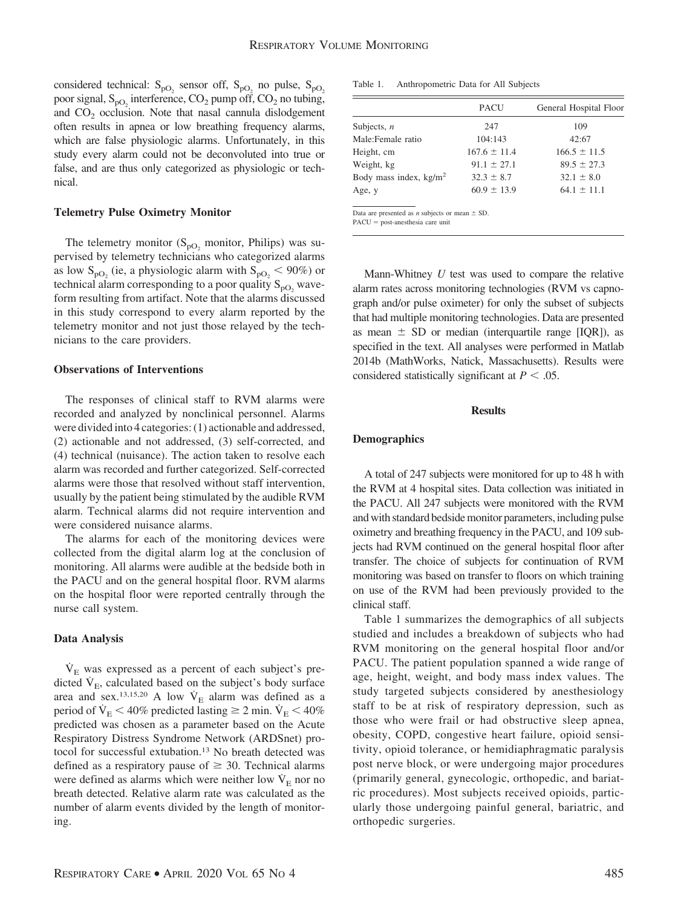considered technical: $S_{pO_2}$ sensor off, $S_{pO_2}$ no pulse, $S_{pO_2}$ poor signal, $S_{pO_2}$ interference, $CO_2$ pump off, $CO_2$ no tubing, and $CO_2$ occlusion. Note that nasal cannula dislodgement often results in apnea or low breathing frequency alarms, which are false physiologic alarms. Unfortunately, in this study every alarm could not be deconvoluted into true or false, and are thus only categorized as physiologic or technical.

### Telemetry Pulse Oximetry Monitor

The telemetry monitor ($S_{pO_2}$ monitor, Philips) was supervised by telemetry technicians who categorized alarms as low $S_{pO_2}$ (ie, a physiologic alarm with $S_{pO_2} < 90\%$) or technical alarm corresponding to a poor quality $S_{pO_2}$ waveform resulting from artifact. Note that the alarms discussed in this study correspond to every alarm reported by the telemetry monitor and not just those relayed by the technicians to the care providers.

### Observations of Interventions

The responses of clinical staff to RVM alarms were recorded and analyzed by nonclinical personnel. Alarms were divided into 4 categories: (1) actionable and addressed, (2) actionable and not addressed, (3) self-corrected, and (4) technical (nuisance). The action taken to resolve each alarm was recorded and further categorized. Self-corrected alarms were those that resolved without staff intervention, usually by the patient being stimulated by the audible RVM alarm. Technical alarms did not require intervention and were considered nuisance alarms.

The alarms for each of the monitoring devices were collected from the digital alarm log at the conclusion of monitoring. All alarms were audible at the bedside both in the PACU and on the general hospital floor. RVM alarms on the hospital floor were reported centrally through the nurse call system.

### Data Analysis

$\dot{V}_E$ was expressed as a percent of each subject's predicted $\dot{V}_E$, calculated based on the subject's body surface area and sex.[13,15,20] A low $\dot{V}_E$ alarm was defined as a period of $\dot{V}_E < 40\%$ predicted lasting $\geq 2$ min. $\dot{V}_E < 40\%$ predicted was chosen as a parameter based on the Acute Respiratory Distress Syndrome Network (ARDSnet) protocol for successful extubation.[13] No breath detected was defined as a respiratory pause of $\geq 30$. Technical alarms were defined as alarms which were neither low $\dot{V}_E$ nor no breath detected. Relative alarm rate was calculated as the number of alarm events divided by the length of monitoring.

Table 1. Anthropometric Data for All Subjects

| | PACU | General Hospital Floor |
|---|---|---|
| Subjects, *n* | 247 | 109 |
| Male:Female ratio | 104:143 | 42:67 |
| Height, cm | 167.6 ± 11.4 | 166.5 ± 11.5 |
| Weight, kg | 91.1 ± 27.1 | 89.5 ± 27.3 |
| Body mass index, kg/m$^2$ | 32.3 ± 8.7 | 32.1 ± 8.0 |
| Age, y | 60.9 ± 13.9 | 64.1 ± 11.1 |

Data are presented as *n* subjects or mean ± SD.
PACU = post-anesthesia care unit

Mann-Whitney *U* test was used to compare the relative alarm rates across monitoring technologies (RVM vs capnograph and/or pulse oximeter) for only the subset of subjects that had multiple monitoring technologies. Data are presented as mean ± SD or median (interquartile range [IQR]), as specified in the text. All analyses were performed in Matlab 2014b (MathWorks, Natick, Massachusetts). Results were considered statistically significant at $P < .05$.

## Results

### Demographics

A total of 247 subjects were monitored for up to 48 h with the RVM at 4 hospital sites. Data collection was initiated in the PACU. All 247 subjects were monitored with the RVM and with standard bedside monitor parameters, including pulse oximetry and breathing frequency in the PACU, and 109 subjects had RVM continued on the general hospital floor after transfer. The choice of subjects for continuation of RVM monitoring was based on transfer to floors on which training on use of the RVM had been previously provided to the clinical staff.

Table 1 summarizes the demographics of all subjects studied and includes a breakdown of subjects who had RVM monitoring on the general hospital floor and/or PACU. The patient population spanned a wide range of age, height, weight, and body mass index values. The study targeted subjects considered by anesthesiology staff to be at risk of respiratory depression, such as those who were frail or had obstructive sleep apnea, obesity, COPD, congestive heart failure, opioid sensitivity, opioid tolerance, or hemidiaphragmatic paralysis post nerve block, or were undergoing major procedures (primarily general, gynecologic, orthopedic, and bariatric procedures). Most subjects received opioids, particularly those undergoing painful general, bariatric, and orthopedic surgeries.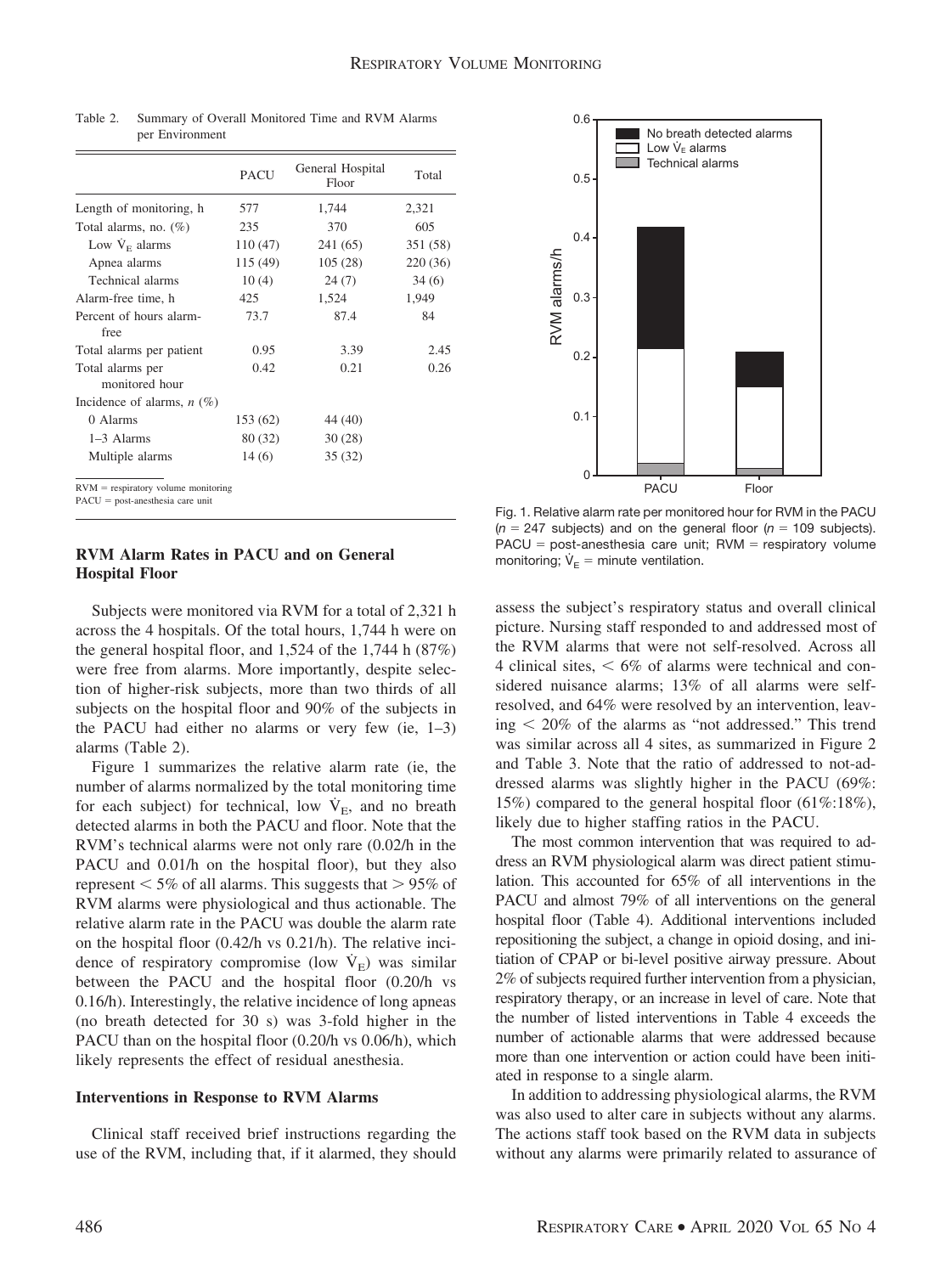Table 2. Summary of Overall Monitored Time and RVM Alarms per Environment

| | PACU | General Hospital Floor | Total |
|---|---|---|---|
| Length of monitoring, h | 577 | 1,744 | 2,321 |
| Total alarms, no. (%) | 235 | 370 | 605 |
| Low $\dot{V}_E$ alarms | 110 (47) | 241 (65) | 351 (58) |
| Apnea alarms | 115 (49) | 105 (28) | 220 (36) |
| Technical alarms | 10 (4) | 24 (7) | 34 (6) |
| Alarm-free time, h | 425 | 1,524 | 1,949 |
| Percent of hours alarm-free | 73.7 | 87.4 | 84 |
| Total alarms per patient | 0.95 | 3.39 | 2.45 |
| Total alarms per monitored hour | 0.42 | 0.21 | 0.26 |
| Incidence of alarms, *n* (%) | | | |
| 0 Alarms | 153 (62) | 44 (40) | |
| 1–3 Alarms | 80 (32) | 30 (28) | |
| Multiple alarms | 14 (6) | 35 (32) | |

RVM = respiratory volume monitoring
PACU = post-anesthesia care unit

## RVM Alarm Rates in PACU and on General Hospital Floor

Subjects were monitored via RVM for a total of 2,321 h across the 4 hospitals. Of the total hours, 1,744 h were on the general hospital floor, and 1,524 of the 1,744 h (87%) were free from alarms. More importantly, despite selection of higher-risk subjects, more than two thirds of all subjects on the hospital floor and 90% of the subjects in the PACU had either no alarms or very few (ie, 1–3) alarms (Table 2).

Figure 1 summarizes the relative alarm rate (ie, the number of alarms normalized by the total monitoring time for each subject) for technical, low $\dot{V}_E$, and no breath detected alarms in both the PACU and floor. Note that the RVM's technical alarms were not only rare (0.02/h in the PACU and 0.01/h on the hospital floor), but they also represent < 5% of all alarms. This suggests that > 95% of RVM alarms were physiological and thus actionable. The relative alarm rate in the PACU was double the alarm rate on the hospital floor (0.42/h vs 0.21/h). The relative incidence of respiratory compromise (low $\dot{V}_E$) was similar between the PACU and the hospital floor (0.20/h vs 0.16/h). Interestingly, the relative incidence of long apneas (no breath detected for 30 s) was 3-fold higher in the PACU than on the hospital floor (0.20/h vs 0.06/h), which likely represents the effect of residual anesthesia.

## Interventions in Response to RVM Alarms

Clinical staff received brief instructions regarding the use of the RVM, including that, if it alarmed, they should assess the subject's respiratory status and overall clinical picture. Nursing staff responded to and addressed most of the RVM alarms that were not self-resolved. Across all 4 clinical sites, < 6% of alarms were technical and considered nuisance alarms; 13% of all alarms were self-resolved, and 64% were resolved by an intervention, leaving < 20% of the alarms as "not addressed." This trend was similar across all 4 sites, as summarized in Figure 2 and Table 3. Note that the ratio of addressed to not-addressed alarms was slightly higher in the PACU (69%: 15%) compared to the general hospital floor (61%:18%), likely due to higher staffing ratios in the PACU.

The most common intervention that was required to address an RVM physiological alarm was direct patient stimulation. This accounted for 65% of all interventions in the PACU and almost 79% of all interventions on the general hospital floor (Table 4). Additional interventions included repositioning the subject, a change in opioid dosing, and initiation of CPAP or bi-level positive airway pressure. About 2% of subjects required further intervention from a physician, respiratory therapy, or an increase in level of care. Note that the number of listed interventions in Table 4 exceeds the number of actionable alarms that were addressed because more than one intervention or action could have been initiated in response to a single alarm.

In addition to addressing physiological alarms, the RVM was also used to alter care in subjects without any alarms. The actions staff took based on the RVM data in subjects without any alarms were primarily related to assurance of

Fig. 1. Relative alarm rate per monitored hour for RVM in the PACU ($n$ = 247 subjects) and on the general floor ($n$ = 109 subjects). PACU = post-anesthesia care unit; RVM = respiratory volume monitoring; $\dot{V}_E$ = minute ventilation.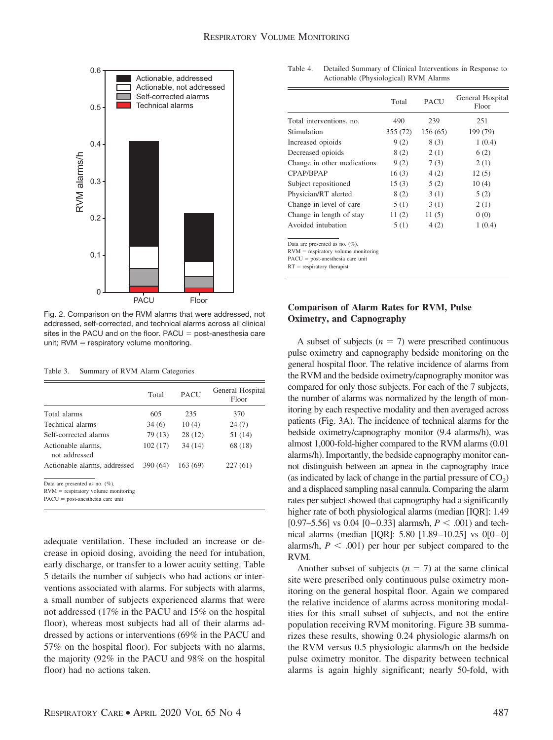Fig. 2. Comparison on the RVM alarms that were addressed, not addressed, self-corrected, and technical alarms across all clinical sites in the PACU and on the floor. PACU = post-anesthesia care unit; RVM = respiratory volume monitoring.

Table 3. Summary of RVM Alarm Categories

| | Total | PACU | General Hospital Floor |
|---|---|---|---|
| Total alarms | 605 | 235 | 370 |
| Technical alarms | 34 (6) | 10 (4) | 24 (7) |
| Self-corrected alarms | 79 (13) | 28 (12) | 51 (14) |
| Actionable alarms, not addressed | 102 (17) | 34 (14) | 68 (18) |
| Actionable alarms, addressed | 390 (64) | 163 (69) | 227 (61) |

Data are presented as no. (%).
RVM = respiratory volume monitoring
PACU = post-anesthesia care unit

adequate ventilation. These included an increase or decrease in opioid dosing, avoiding the need for intubation, early discharge, or transfer to a lower acuity setting. Table 5 details the number of subjects who had actions or interventions associated with alarms. For subjects with alarms, a small number of subjects experienced alarms that were not addressed (17% in the PACU and 15% on the hospital floor), whereas most subjects had all of their alarms addressed by actions or interventions (69% in the PACU and 57% on the hospital floor). For subjects with no alarms, the majority (92% in the PACU and 98% on the hospital floor) had no actions taken.

Table 4. Detailed Summary of Clinical Interventions in Response to Actionable (Physiological) RVM Alarms

| | Total | PACU | General Hospital Floor |
|---|---|---|---|
| Total interventions, no. | 490 | 239 | 251 |
| Stimulation | 355 (72) | 156 (65) | 199 (79) |
| Increased opioids | 9 (2) | 8 (3) | 1 (0.4) |
| Decreased opioids | 8 (2) | 2 (1) | 6 (2) |
| Change in other medications | 9 (2) | 7 (3) | 2 (1) |
| CPAP/BPAP | 16 (3) | 4 (2) | 12 (5) |
| Subject repositioned | 15 (3) | 5 (2) | 10 (4) |
| Physician/RT alerted | 8 (2) | 3 (1) | 5 (2) |
| Change in level of care | 5 (1) | 3 (1) | 2 (1) |
| Change in length of stay | 11 (2) | 11 (5) | 0 (0) |
| Avoided intubation | 5 (1) | 4 (2) | 1 (0.4) |

Data are presented as no. (%).
RVM = respiratory volume monitoring
PACU = post-anesthesia care unit
RT = respiratory therapist

## Comparison of Alarm Rates for RVM, Pulse Oximetry, and Capnography

A subset of subjects ($n = 7$) were prescribed continuous pulse oximetry and capnography bedside monitoring on the general hospital floor. The relative incidence of alarms from the RVM and the bedside oximetry/capnography monitor was compared for only those subjects. For each of the 7 subjects, the number of alarms was normalized by the length of monitoring by each respective modality and then averaged across patients (Fig. 3A). The incidence of technical alarms for the bedside oximetry/capnography monitor (9.4 alarms/h), was almost 1,000-fold-higher compared to the RVM alarms (0.01 alarms/h). Importantly, the bedside capnography monitor cannot distinguish between an apnea in the capnography trace (as indicated by lack of change in the partial pressure of $CO_2$) and a displaced sampling nasal cannula. Comparing the alarm rates per subject showed that capnography had a significantly higher rate of both physiological alarms (median [IQR]: 1.49 [0.97–5.56] vs 0.04 [0–0.33] alarms/h, $P < .001$) and technical alarms (median [IQR]: 5.80 [1.89–10.25] vs 0[0–0] alarms/h, $P < .001$) per hour per subject compared to the RVM.

Another subset of subjects ($n = 7$) at the same clinical site were prescribed only continuous pulse oximetry monitoring on the general hospital floor. Again we compared the relative incidence of alarms across monitoring modalities for this small subset of subjects, and not the entire population receiving RVM monitoring. Figure 3B summarizes these results, showing 0.24 physiologic alarms/h on the RVM versus 0.5 physiologic alarms/h on the bedside pulse oximetry monitor. The disparity between technical alarms is again highly significant; nearly 50-fold, with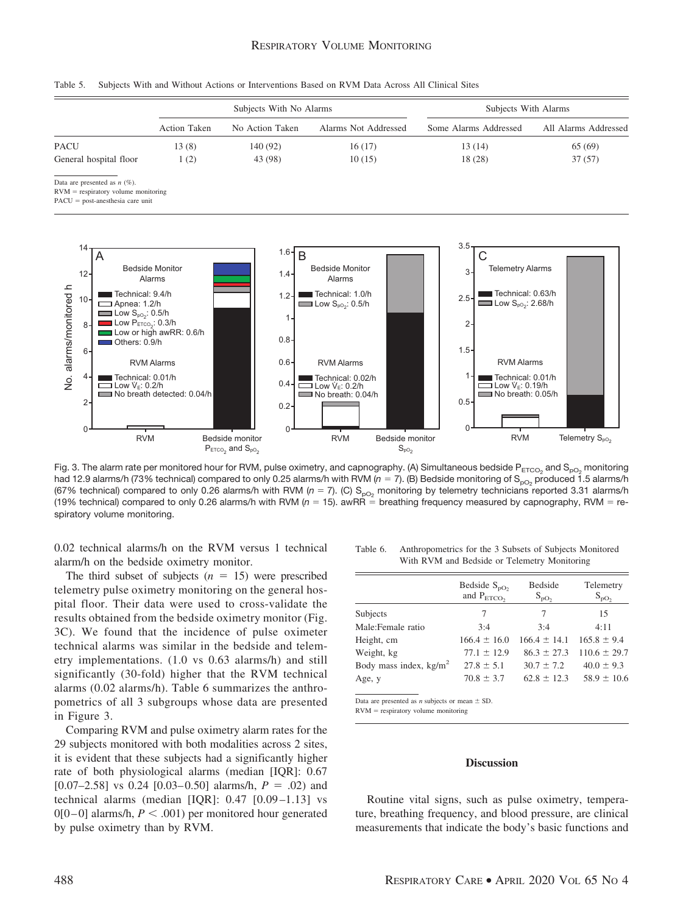Table 5. Subjects With and Without Actions or Interventions Based on RVM Data Across All Clinical Sites

| | Subjects With No Alarms | | Subjects With Alarms | | |
|---|---|---|---|---|---|
| | Action Taken | No Action Taken | Alarms Not Addressed | Some Alarms Addressed | All Alarms Addressed |
| PACU | 13 (8) | 140 (92) | 16 (17) | 13 (14) | 65 (69) |
| General hospital floor | 1 (2) | 43 (98) | 10 (15) | 18 (28) | 37 (57) |

Data are presented as $n$ (%).
RVM = respiratory volume monitoring
PACU = post-anesthesia care unit

Fig. 3. The alarm rate per monitored hour for RVM, pulse oximetry, and capnography. (A) Simultaneous bedside $P_{ETCO_2}$ and $S_{pO_2}$ monitoring had 12.9 alarms/h (73% technical) compared to only 0.25 alarms/h with RVM ($n$ = 7). (B) Bedside monitoring of $S_{pO_2}$ produced 1.5 alarms/h (67% technical) compared to only 0.26 alarms/h with RVM ($n$ = 7). (C) $S_{pO_2}$ monitoring by telemetry technicians reported 3.31 alarms/h (19% technical) compared to only 0.26 alarms/h with RVM ($n$ = 15). awRR = breathing frequency measured by capnography, RVM = respiratory volume monitoring.

0.02 technical alarms/h on the RVM versus 1 technical alarm/h on the bedside oximetry monitor.

The third subset of subjects ($n$ = 15) were prescribed telemetry pulse oximetry monitoring on the general hospital floor. Their data were used to cross-validate the results obtained from the bedside oximetry monitor (Fig. 3C). We found that the incidence of pulse oximeter technical alarms was similar in the bedside and telemetry implementations. (1.0 vs 0.63 alarms/h) and still significantly (30-fold) higher that the RVM technical alarms (0.02 alarms/h). Table 6 summarizes the anthropometrics of all 3 subgroups whose data are presented in Figure 3.

Comparing RVM and pulse oximetry alarm rates for the 29 subjects monitored with both modalities across 2 sites, it is evident that these subjects had a significantly higher rate of both physiological alarms (median [IQR]: 0.67 [0.07–2.58] vs 0.24 [0.03–0.50] alarms/h, $P$ = .02) and technical alarms (median [IQR]: 0.47 [0.09–1.13] vs 0[0–0] alarms/h, $P$ < .001) per monitored hour generated by pulse oximetry than by RVM.

Table 6. Anthropometrics for the 3 Subsets of Subjects Monitored With RVM and Bedside or Telemetry Monitoring

| | Bedside $S_{pO_2}$ and $P_{ETCO_2}$ | Bedside $S_{pO_2}$ | Telemetry $S_{pO_2}$ |
|---|---|---|---|
| Subjects | 7 | 7 | 15 |
| Male:Female ratio | 3:4 | 3:4 | 4:11 |
| Height, cm | 166.4 ± 16.0 | 166.4 ± 14.1 | 165.8 ± 9.4 |
| Weight, kg | 77.1 ± 12.9 | 86.3 ± 27.3 | 110.6 ± 29.7 |
| Body mass index, kg/m$^2$ | 27.8 ± 5.1 | 30.7 ± 7.2 | 40.0 ± 9.3 |
| Age, y | 70.8 ± 3.7 | 62.8 ± 12.3 | 58.9 ± 10.6 |

Data are presented as $n$ subjects or mean ± SD.
RVM = respiratory volume monitoring

## Discussion

Routine vital signs, such as pulse oximetry, temperature, breathing frequency, and blood pressure, are clinical measurements that indicate the body's basic functions and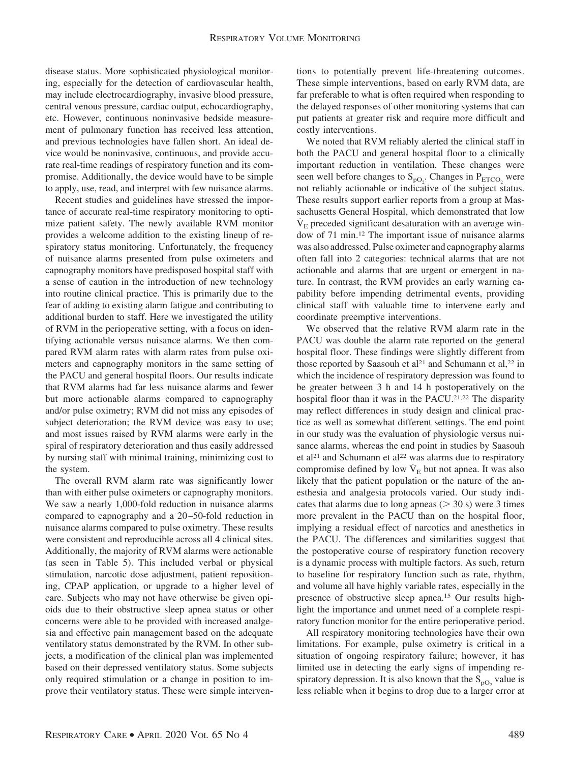disease status. More sophisticated physiological monitoring, especially for the detection of cardiovascular health, may include electrocardiography, invasive blood pressure, central venous pressure, cardiac output, echocardiography, etc. However, continuous noninvasive bedside measurement of pulmonary function has received less attention, and previous technologies have fallen short. An ideal device would be noninvasive, continuous, and provide accurate real-time readings of respiratory function and its compromise. Additionally, the device would have to be simple to apply, use, read, and interpret with few nuisance alarms.

Recent studies and guidelines have stressed the importance of accurate real-time respiratory monitoring to optimize patient safety. The newly available RVM monitor provides a welcome addition to the existing lineup of respiratory status monitoring. Unfortunately, the frequency of nuisance alarms presented from pulse oximeters and capnography monitors have predisposed hospital staff with a sense of caution in the introduction of new technology into routine clinical practice. This is primarily due to the fear of adding to existing alarm fatigue and contributing to additional burden to staff. Here we investigated the utility of RVM in the perioperative setting, with a focus on identifying actionable versus nuisance alarms. We then compared RVM alarm rates with alarm rates from pulse oximeters and capnography monitors in the same setting of the PACU and general hospital floors. Our results indicate that RVM alarms had far less nuisance alarms and fewer but more actionable alarms compared to capnography and/or pulse oximetry; RVM did not miss any episodes of subject deterioration; the RVM device was easy to use; and most issues raised by RVM alarms were early in the spiral of respiratory deterioration and thus easily addressed by nursing staff with minimal training, minimizing cost to the system.

The overall RVM alarm rate was significantly lower than with either pulse oximeters or capnography monitors. We saw a nearly 1,000-fold reduction in nuisance alarms compared to capnography and a 20–50-fold reduction in nuisance alarms compared to pulse oximetry. These results were consistent and reproducible across all 4 clinical sites. Additionally, the majority of RVM alarms were actionable (as seen in Table 5). This included verbal or physical stimulation, narcotic dose adjustment, patient repositioning, CPAP application, or upgrade to a higher level of care. Subjects who may not have otherwise be given opioids due to their obstructive sleep apnea status or other concerns were able to be provided with increased analgesia and effective pain management based on the adequate ventilatory status demonstrated by the RVM. In other subjects, a modification of the clinical plan was implemented based on their depressed ventilatory status. Some subjects only required stimulation or a change in position to improve their ventilatory status. These were simple interventions to potentially prevent life-threatening outcomes. These simple interventions, based on early RVM data, are far preferable to what is often required when responding to the delayed responses of other monitoring systems that can put patients at greater risk and require more difficult and costly interventions.

We noted that RVM reliably alerted the clinical staff in both the PACU and general hospital floor to a clinically important reduction in ventilation. These changes were seen well before changes to $S_{pO_2}$. Changes in $P_{ETCO_2}$ were not reliably actionable or indicative of the subject status. These results support earlier reports from a group at Massachusetts General Hospital, which demonstrated that low $\dot{V}_E$ preceded significant desaturation with an average window of 71 min.[12] The important issue of nuisance alarms was also addressed. Pulse oximeter and capnography alarms often fall into 2 categories: technical alarms that are not actionable and alarms that are urgent or emergent in nature. In contrast, the RVM provides an early warning capability before impending detrimental events, providing clinical staff with valuable time to intervene early and coordinate preemptive interventions.

We observed that the relative RVM alarm rate in the PACU was double the alarm rate reported on the general hospital floor. These findings were slightly different from those reported by Saasouh et al[21] and Schumann et al,[22] in which the incidence of respiratory depression was found to be greater between 3 h and 14 h postoperatively on the hospital floor than it was in the PACU.[21,22] The disparity may reflect differences in study design and clinical practice as well as somewhat different settings. The end point in our study was the evaluation of physiologic versus nuisance alarms, whereas the end point in studies by Saasouh et al[21] and Schumann et al[22] was alarms due to respiratory compromise defined by low $\dot{V}_E$ but not apnea. It was also likely that the patient population or the nature of the anesthesia and analgesia protocols varied. Our study indicates that alarms due to long apneas (> 30 s) were 3 times more prevalent in the PACU than on the hospital floor, implying a residual effect of narcotics and anesthetics in the PACU. The differences and similarities suggest that the postoperative course of respiratory function recovery is a dynamic process with multiple factors. As such, return to baseline for respiratory function such as rate, rhythm, and volume all have highly variable rates, especially in the presence of obstructive sleep apnea.[15] Our results highlight the importance and unmet need of a complete respiratory function monitor for the entire perioperative period.

All respiratory monitoring technologies have their own limitations. For example, pulse oximetry is critical in a situation of ongoing respiratory failure; however, it has limited use in detecting the early signs of impending respiratory depression. It is also known that the $S_{pO_2}$ value is less reliable when it begins to drop due to a larger error at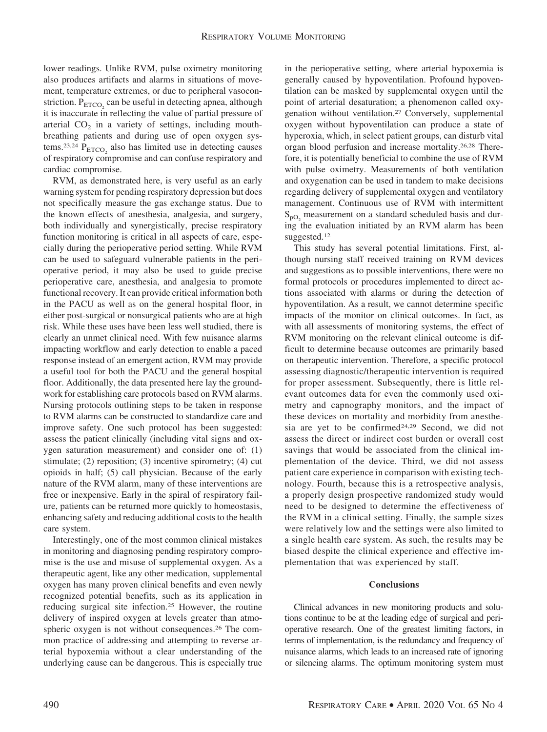lower readings. Unlike RVM, pulse oximetry monitoring also produces artifacts and alarms in situations of movement, temperature extremes, or due to peripheral vasoconstriction. $P_{ETCO_2}$ can be useful in detecting apnea, although it is inaccurate in reflecting the value of partial pressure of arterial $CO_2$ in a variety of settings, including mouth-breathing patients and during use of open oxygen systems.[23,24] $P_{ETCO_2}$ also has limited use in detecting causes of respiratory compromise and can confuse respiratory and cardiac compromise.

RVM, as demonstrated here, is very useful as an early warning system for pending respiratory depression but does not specifically measure the gas exchange status. Due to the known effects of anesthesia, analgesia, and surgery, both individually and synergistically, precise respiratory function monitoring is critical in all aspects of care, especially during the perioperative period setting. While RVM can be used to safeguard vulnerable patients in the perioperative period, it may also be used to guide precise perioperative care, anesthesia, and analgesia to promote functional recovery. It can provide critical information both in the PACU as well as on the general hospital floor, in either post-surgical or nonsurgical patients who are at high risk. While these uses have been less well studied, there is clearly an unmet clinical need. With few nuisance alarms impacting workflow and early detection to enable a paced response instead of an emergent action, RVM may provide a useful tool for both the PACU and the general hospital floor. Additionally, the data presented here lay the groundwork for establishing care protocols based on RVM alarms. Nursing protocols outlining steps to be taken in response to RVM alarms can be constructed to standardize care and improve safety. One such protocol has been suggested: assess the patient clinically (including vital signs and oxygen saturation measurement) and consider one of: (1) stimulate; (2) reposition; (3) incentive spirometry; (4) cut opioids in half; (5) call physician. Because of the early nature of the RVM alarm, many of these interventions are free or inexpensive. Early in the spiral of respiratory failure, patients can be returned more quickly to homeostasis, enhancing safety and reducing additional costs to the health care system.

Interestingly, one of the most common clinical mistakes in monitoring and diagnosing pending respiratory compromise is the use and misuse of supplemental oxygen. As a therapeutic agent, like any other medication, supplemental oxygen has many proven clinical benefits and even newly recognized potential benefits, such as its application in reducing surgical site infection.[25] However, the routine delivery of inspired oxygen at levels greater than atmospheric oxygen is not without consequences.[26] The common practice of addressing and attempting to reverse arterial hypoxemia without a clear understanding of the underlying cause can be dangerous. This is especially true in the perioperative setting, where arterial hypoxemia is generally caused by hypoventilation. Profound hypoventilation can be masked by supplemental oxygen until the point of arterial desaturation; a phenomenon called oxygenation without ventilation.[27] Conversely, supplemental oxygen without hypoventilation can produce a state of hyperoxia, which, in select patient groups, can disturb vital organ blood perfusion and increase mortality.[26,28] Therefore, it is potentially beneficial to combine the use of RVM with pulse oximetry. Measurements of both ventilation and oxygenation can be used in tandem to make decisions regarding delivery of supplemental oxygen and ventilatory management. Continuous use of RVM with intermittent $S_{pO_2}$ measurement on a standard scheduled basis and during the evaluation initiated by an RVM alarm has been suggested.[12]

This study has several potential limitations. First, although nursing staff received training on RVM devices and suggestions as to possible interventions, there were no formal protocols or procedures implemented to direct actions associated with alarms or during the detection of hypoventilation. As a result, we cannot determine specific impacts of the monitor on clinical outcomes. In fact, as with all assessments of monitoring systems, the effect of RVM monitoring on the relevant clinical outcome is difficult to determine because outcomes are primarily based on therapeutic intervention. Therefore, a specific protocol assessing diagnostic/therapeutic intervention is required for proper assessment. Subsequently, there is little relevant outcomes data for even the commonly used oximetry and capnography monitors, and the impact of these devices on mortality and morbidity from anesthesia are yet to be confirmed[24,29] Second, we did not assess the direct or indirect cost burden or overall cost savings that would be associated from the clinical implementation of the device. Third, we did not assess patient care experience in comparison with existing technology. Fourth, because this is a retrospective analysis, a properly design prospective randomized study would need to be designed to determine the effectiveness of the RVM in a clinical setting. Finally, the sample sizes were relatively low and the settings were also limited to a single health care system. As such, the results may be biased despite the clinical experience and effective implementation that was experienced by staff.

## Conclusions

Clinical advances in new monitoring products and solutions continue to be at the leading edge of surgical and perioperative research. One of the greatest limiting factors, in terms of implementation, is the redundancy and frequency of nuisance alarms, which leads to an increased rate of ignoring or silencing alarms. The optimum monitoring system must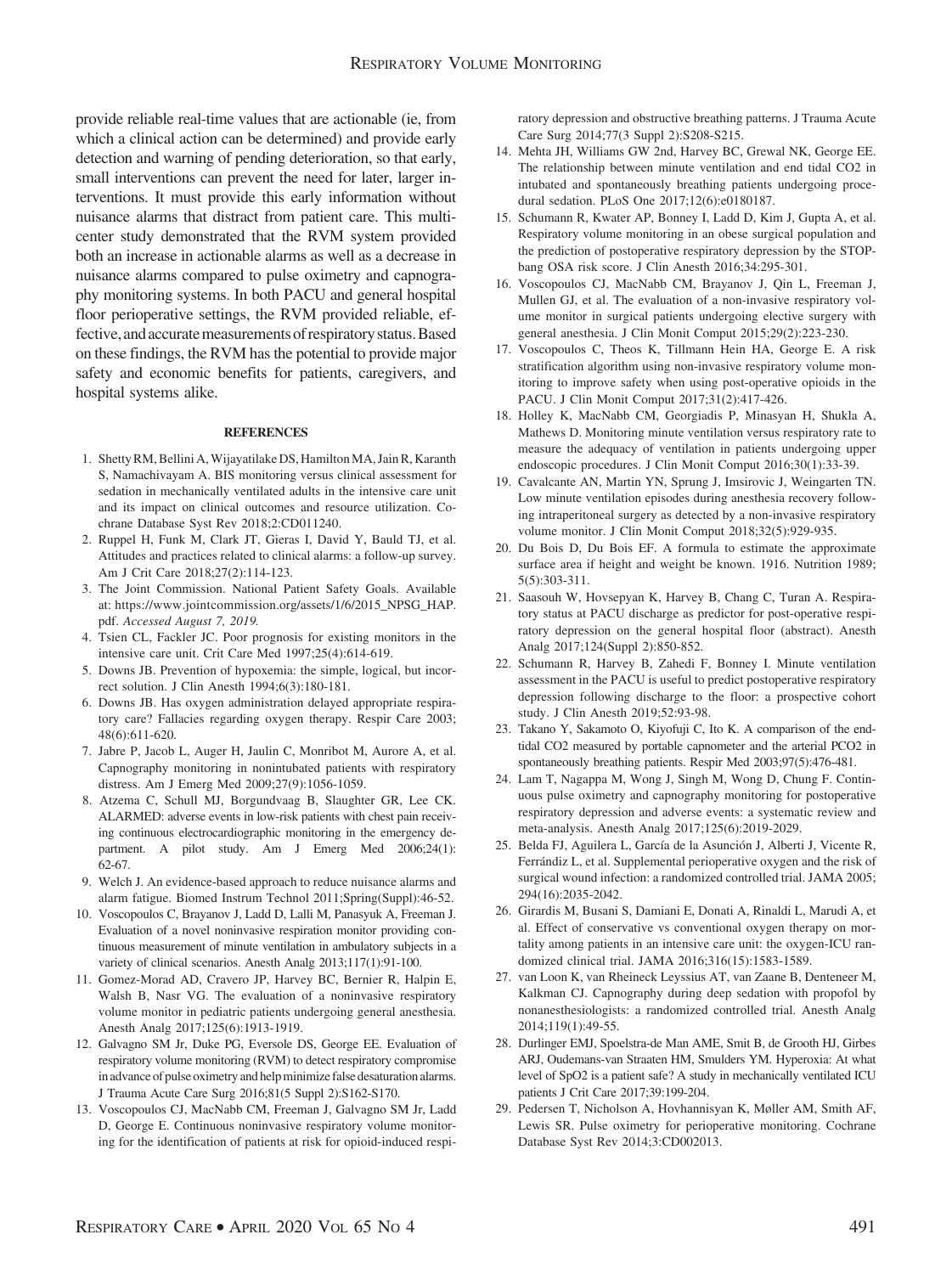provide reliable real-time values that are actionable (ie, from which a clinical action can be determined) and provide early detection and warning of pending deterioration, so that early, small interventions can prevent the need for later, larger interventions. It must provide this early information without nuisance alarms that distract from patient care. This multicenter study demonstrated that the RVM system provided both an increase in actionable alarms as well as a decrease in nuisance alarms compared to pulse oximetry and capnography monitoring systems. In both PACU and general hospital floor perioperative settings, the RVM provided reliable, effective, and accurate measurements of respiratory status. Based on these findings, the RVM has the potential to provide major safety and economic benefits for patients, caregivers, and hospital systems alike.

## REFERENCES

1. Shetty RM, Bellini A, Wijayatilake DS, Hamilton MA, Jain R, Karanth S, Namachivayam A. BIS monitoring versus clinical assessment for sedation in mechanically ventilated adults in the intensive care unit and its impact on clinical outcomes and resource utilization. Cochrane Database Syst Rev 2018;2:CD011240.
2. Ruppel H, Funk M, Clark JT, Gieras I, David Y, Bauld TJ, et al. Attitudes and practices related to clinical alarms: a follow-up survey. Am J Crit Care 2018;27(2):114-123.
3. The Joint Commission. National Patient Safety Goals. Available at: https://www.jointcommission.org/assets/1/6/2015_NPSG_HAP.pdf. *Accessed August 7, 2019.*
4. Tsien CL, Fackler JC. Poor prognosis for existing monitors in the intensive care unit. Crit Care Med 1997;25(4):614-619.
5. Downs JB. Prevention of hypoxemia: the simple, logical, but incorrect solution. J Clin Anesth 1994;6(3):180-181.
6. Downs JB. Has oxygen administration delayed appropriate respiratory care? Fallacies regarding oxygen therapy. Respir Care 2003; 48(6):611-620.
7. Jabre P, Jacob L, Auger H, Jaulin C, Monribot M, Aurore A, et al. Capnography monitoring in nonintubated patients with respiratory distress. Am J Emerg Med 2009;27(9):1056-1059.
8. Atzema C, Schull MJ, Borgundvaag B, Slaughter GR, Lee CK. ALARMED: adverse events in low-risk patients with chest pain receiving continuous electrocardiographic monitoring in the emergency department. A pilot study. Am J Emerg Med 2006;24(1): 62-67.
9. Welch J. An evidence-based approach to reduce nuisance alarms and alarm fatigue. Biomed Instrum Technol 2011;Spring(Suppl):46-52.
10. Voscopoulos C, Brayanov J, Ladd D, Lalli M, Panasyuk A, Freeman J. Evaluation of a novel noninvasive respiration monitor providing continuous measurement of minute ventilation in ambulatory subjects in a variety of clinical scenarios. Anesth Analg 2013;117(1):91-100.
11. Gomez-Morad AD, Cravero JP, Harvey BC, Bernier R, Halpin E, Walsh B, Nasr VG. The evaluation of a noninvasive respiratory volume monitor in pediatric patients undergoing general anesthesia. Anesth Analg 2017;125(6):1913-1919.
12. Galvagno SM Jr, Duke PG, Eversole DS, George EE. Evaluation of respiratory volume monitoring (RVM) to detect respiratory compromise in advance of pulse oximetry and help minimize false desaturation alarms. J Trauma Acute Care Surg 2016;81(5 Suppl 2):S162-S170.
13. Voscopoulos CJ, MacNabb CM, Freeman J, Galvagno SM Jr, Ladd D, George E. Continuous noninvasive respiratory volume monitoring for the identification of patients at risk for opioid-induced respiratory depression and obstructive breathing patterns. J Trauma Acute Care Surg 2014;77(3 Suppl 2):S208-S215.
14. Mehta JH, Williams GW 2nd, Harvey BC, Grewal NK, George EE. The relationship between minute ventilation and end tidal CO2 in intubated and spontaneously breathing patients undergoing procedural sedation. PLoS One 2017;12(6):e0180187.
15. Schumann R, Kwater AP, Bonney I, Ladd D, Kim J, Gupta A, et al. Respiratory volume monitoring in an obese surgical population and the prediction of postoperative respiratory depression by the STOP-bang OSA risk score. J Clin Anesth 2016;34:295-301.
16. Voscopoulos CJ, MacNabb CM, Brayanov J, Qin L, Freeman J, Mullen GJ, et al. The evaluation of a non-invasive respiratory volume monitor in surgical patients undergoing elective surgery with general anesthesia. J Clin Monit Comput 2015;29(2):223-230.
17. Voscopoulos C, Theos K, Tillmann Hein HA, George E. A risk stratification algorithm using non-invasive respiratory volume monitoring to improve safety when using post-operative opioids in the PACU. J Clin Monit Comput 2017;31(2):417-426.
18. Holley K, MacNabb CM, Georgiadis P, Minasyan H, Shukla A, Mathews D. Monitoring minute ventilation versus respiratory rate to measure the adequacy of ventilation in patients undergoing upper endoscopic procedures. J Clin Monit Comput 2016;30(1):33-39.
19. Cavalcante AN, Martin YN, Sprung J, Imsirovic J, Weingarten TN. Low minute ventilation episodes during anesthesia recovery following intraperitoneal surgery as detected by a non-invasive respiratory volume monitor. J Clin Monit Comput 2018;32(5):929-935.
20. Du Bois D, Du Bois EF. A formula to estimate the approximate surface area if height and weight be known. 1916. Nutrition 1989; 5(5):303-311.
21. Saasouh W, Hovsepyan K, Harvey B, Chang C, Turan A. Respiratory status at PACU discharge as predictor for post-operative respiratory depression on the general hospital floor (abstract). Anesth Analg 2017;124(Suppl 2):850-852.
22. Schumann R, Harvey B, Zahedi F, Bonney I. Minute ventilation assessment in the PACU is useful to predict postoperative respiratory depression following discharge to the floor: a prospective cohort study. J Clin Anesth 2019;52:93-98.
23. Takano Y, Sakamoto O, Kiyofuji C, Ito K. A comparison of the end-tidal CO2 measured by portable capnometer and the arterial PCO2 in spontaneously breathing patients. Respir Med 2003;97(5):476-481.
24. Lam T, Nagappa M, Wong J, Singh M, Wong D, Chung F. Continuous pulse oximetry and capnography monitoring for postoperative respiratory depression and adverse events: a systematic review and meta-analysis. Anesth Analg 2017;125(6):2019-2029.
25. Belda FJ, Aguilera L, García de la Asunción J, Alberti J, Vicente R, Ferrándiz L, et al. Supplemental perioperative oxygen and the risk of surgical wound infection: a randomized controlled trial. JAMA 2005; 294(16):2035-2042.
26. Girardis M, Busani S, Damiani E, Donati A, Rinaldi L, Marudi A, et al. Effect of conservative vs conventional oxygen therapy on mortality among patients in an intensive care unit: the oxygen-ICU randomized clinical trial. JAMA 2016;316(15):1583-1589.
27. van Loon K, van Rheineck Leyssius AT, van Zaane B, Denteneer M, Kalkman CJ. Capnography during deep sedation with propofol by nonanesthesiologists: a randomized controlled trial. Anesth Analg 2014;119(1):49-55.
28. Durlinger EMJ, Spoelstra-de Man AME, Smit B, de Grooth HJ, Girbes ARJ, Oudemans-van Straaten HM, Smulders YM. Hyperoxia: At what level of SpO2 is a patient safe? A study in mechanically ventilated ICU patients J Crit Care 2017;39:199-204.
29. Pedersen T, Nicholson A, Hovhannisyan K, Møller AM, Smith AF, Lewis SR. Pulse oximetry for perioperative monitoring. Cochrane Database Syst Rev 2014;3:CD002013.